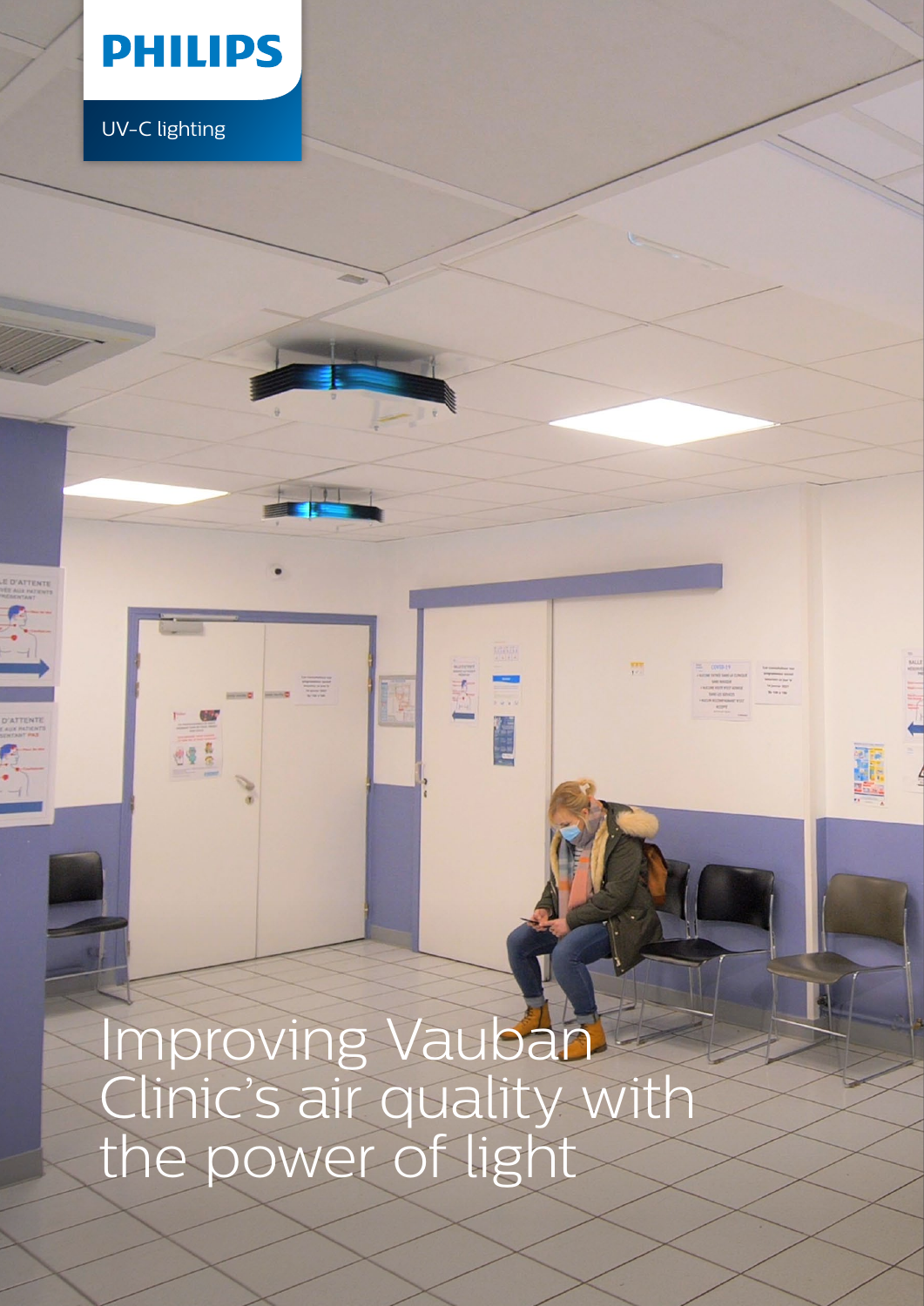PHILIPS

UV-C lighting

# Improving Vauban Clinic's air quality with the power of light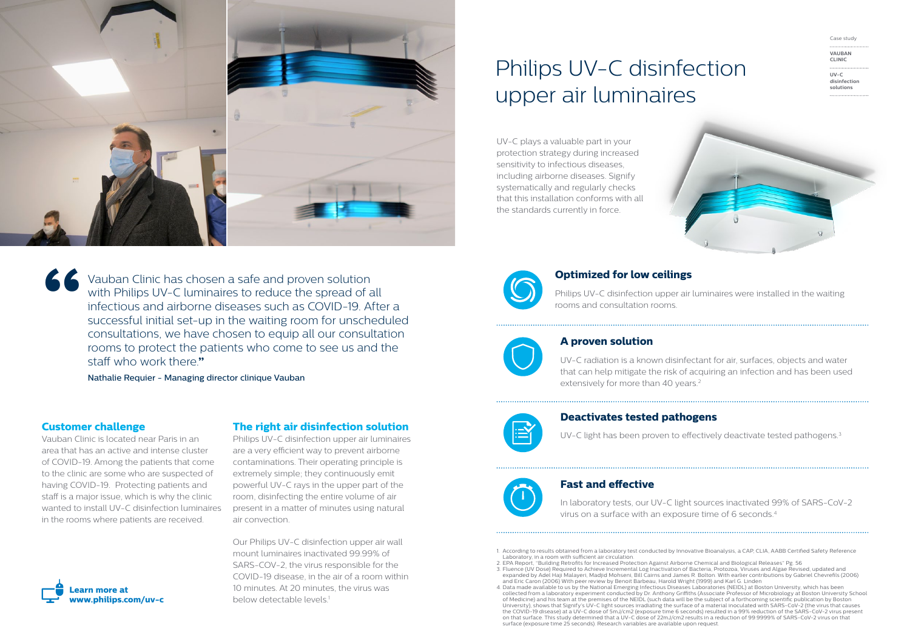Case study

VAUBAN CLINIC

UV-C disinfection solutions

# Philips UV-C disinfection upper air luminaires

UV-C plays a valuable part in your protection strategy during increased sensitivity to infectious diseases, including airborne diseases. Signify systematically and regularly checks that this installation conforms with all the standards currently in force.

> Vauban Clinic has chosen a safe and proven solution with Philips UV-C luminaires to reduce the spread of all infectious and airborne diseases such as COVID-19. After a successful initial set-up in the waiting room for unscheduled consultations, we have chosen to equip all our consultation rooms to protect the patients who come to see us and the staff who work there."
>
> Nathalie Requier - Managing director clinique Vauban

## Customer challenge

Vauban Clinic is located near Paris in an area that has an active and intense cluster of COVID-19. Among the patients that come to the clinic are some who are suspected of having COVID-19. Protecting patients and staff is a major issue, which is why the clinic wanted to install UV-C disinfection luminaires in the rooms where patients are received.

## The right air disinfection solution

Philips UV-C disinfection upper air luminaires are a very efficient way to prevent airborne contaminations. Their operating principle is extremely simple; they continuously emit powerful UV-C rays in the upper part of the room, disinfecting the entire volume of air present in a matter of minutes using natural air convection.

Our Philips UV-C disinfection upper air wall mount luminaires inactivated 99.99% of SARS-COV-2, the virus responsible for the COVID-19 disease, in the air of a room within 10 minutes. At 20 minutes, the virus was below detectable levels.[1]

**Learn more at www.philips.com/uv-c**

### Optimized for low ceilings

Philips UV-C disinfection upper air luminaires were installed in the waiting rooms and consultation rooms.

### A proven solution

UV-C radiation is a known disinfectant for air, surfaces, objects and water that can help mitigate the risk of acquiring an infection and has been used extensively for more than 40 years.[2]

### Deactivates tested pathogens

UV-C light has been proven to effectively deactivate tested pathogens.[3]

### Fast and effective

In laboratory tests, our UV-C light sources inactivated 99% of SARS-CoV-2 virus on a surface with an exposure time of 6 seconds.[4]

1. According to results obtained from a laboratory test conducted by Innovative Bioanalysis, a CAP, CLIA, AABB Certified Safety Reference Laboratory, in a room with sufficient air circulation.
2. EPA Report, "Building Retrofits for Increased Protection Against Airborne Chemical and Biological Releases" Pg. 56
3. Fluence (UV Dose) Required to Achieve Incremental Log Inactivation of Bacteria, Protozoa, Viruses and Algae Revised, updated and expanded by Adel Haji Malayeri, Madjid Mohseni, Bill Cairns and James R. Bolton. With earlier contributions by Gabriel Chevrefils (2006) and Eric Caron (2006) With peer review by Benoit Barbeau, Harold Wright (1999) and Karl G. Linden
4. Data made available to us by the National Emerging Infectious Diseases Laboratories (NEIDL) at Boston University, which has been collected from a laboratory experiment conducted by Dr. Anthony Griffiths (Associate Professor of Microbiology at Boston University School of Medicine) and his team at the premises of the NEIDL (such data will be the subject of a forthcoming scientific publication by Boston University), shows that Signify's UV-C light sources irradiating the surface of a material inoculated with SARS-CoV-2 (the virus that causes the COVID-19 disease) at a UV-C dose of 5mJ/cm2 (exposure time 6 seconds) resulted in a 99% reduction of the SARS-CoV-2 virus present on that surface. This study determined that a UV-C dose of 22mJ/cm2 results in a reduction of 99.9999% of SARS-CoV-2 virus on that surface (exposure time 25 seconds). Research variables are available upon request.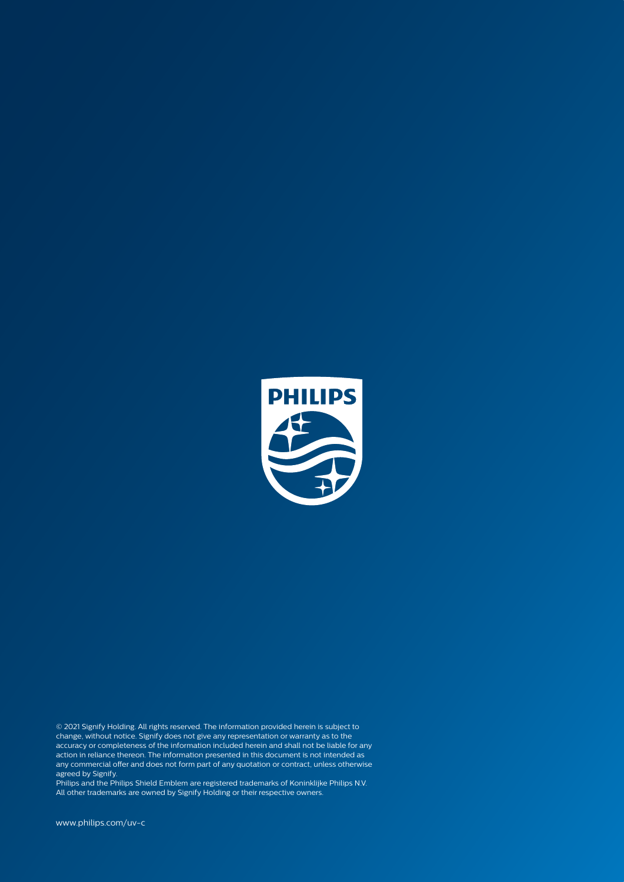© 2021 Signify Holding. All rights reserved. The information provided herein is subject to change, without notice. Signify does not give any representation or warranty as to the accuracy or completeness of the information included herein and shall not be liable for any action in reliance thereon. The information presented in this document is not intended as any commercial offer and does not form part of any quotation or contract, unless otherwise agreed by Signify.
Philips and the Philips Shield Emblem are registered trademarks of Koninklijke Philips N.V. All other trademarks are owned by Signify Holding or their respective owners.

www.philips.com/uv-c